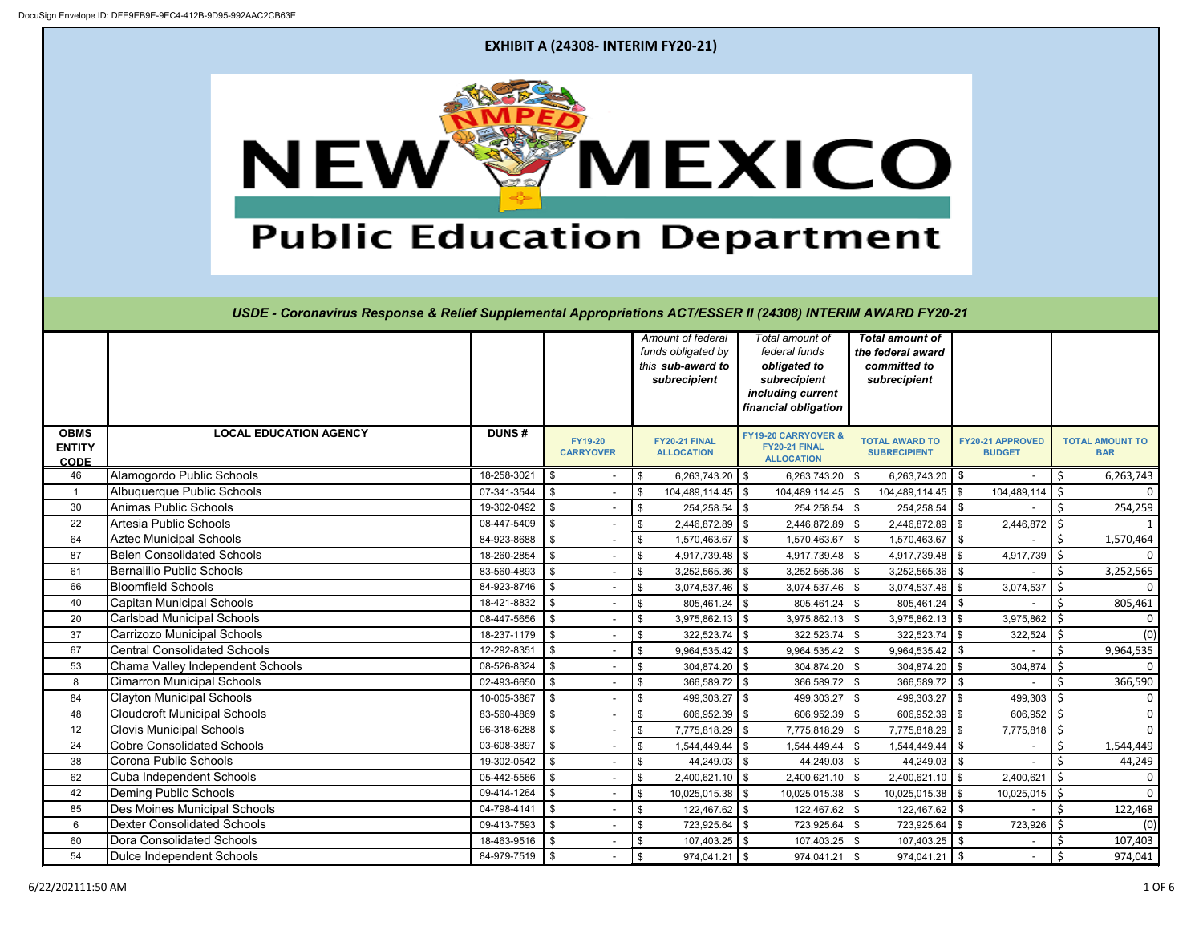DocuSign Envelope ID: DFE9EB9E-9EC4-412B-9D95-992AAC2CB63E

# EXHIBIT A (24308- INTERIM FY20-21)

NMPED NEW MEXICO Public Education Department

## *USDE - Coronavirus Response & Relief Supplemental Appropriations ACT/ESSER II (24308) INTERIM AWARD FY20-21*

| | | | | *Amount of federal funds obligated by this **sub-award to subrecipient*** | *Total amount of federal funds **obligated to subrecipient including current financial obligation*** | ***Total amount of the federal award committed to subrecipient*** | | |
|---|---|---|---|---|---|---|---|---|
| **OBMS ENTITY CODE** | **LOCAL EDUCATION AGENCY** | **DUNS #** | **FY19-20 CARRYOVER** | **FY20-21 FINAL ALLOCATION** | **FY19-20 CARRYOVER & FY20-21 FINAL ALLOCATION** | **TOTAL AWARD TO SUBRECIPIENT** | **FY20-21 APPROVED BUDGET** | **TOTAL AMOUNT TO BAR** |
| 46 | Alamogordo Public Schools | 18-258-3021 | $ - | $ 6,263,743.20 | $ 6,263,743.20 | $ 6,263,743.20 | $ - | $ 6,263,743 |
| 1 | Albuquerque Public Schools | 07-341-3544 | $ - | $ 104,489,114.45 | $ 104,489,114.45 | $ 104,489,114.45 | $ 104,489,114 | $ 0 |
| 30 | Animas Public Schools | 19-302-0492 | $ - | $ 254,258.54 | $ 254,258.54 | $ 254,258.54 | $ - | $ 254,259 |
| 22 | Artesia Public Schools | 08-447-5409 | $ - | $ 2,446,872.89 | $ 2,446,872.89 | $ 2,446,872.89 | $ 2,446,872 | $ 1 |
| 64 | Aztec Municipal Schools | 84-923-8688 | $ - | $ 1,570,463.67 | $ 1,570,463.67 | $ 1,570,463.67 | $ - | $ 1,570,464 |
| 87 | Belen Consolidated Schools | 18-260-2854 | $ - | $ 4,917,739.48 | $ 4,917,739.48 | $ 4,917,739.48 | $ 4,917,739 | $ 0 |
| 61 | Bernalillo Public Schools | 83-560-4893 | $ - | $ 3,252,565.36 | $ 3,252,565.36 | $ 3,252,565.36 | $ - | $ 3,252,565 |
| 66 | Bloomfield Schools | 84-923-8746 | $ - | $ 3,074,537.46 | $ 3,074,537.46 | $ 3,074,537.46 | $ 3,074,537 | $ 0 |
| 40 | Capitan Municipal Schools | 18-421-8832 | $ - | $ 805,461.24 | $ 805,461.24 | $ 805,461.24 | $ - | $ 805,461 |
| 20 | Carlsbad Municipal Schools | 08-447-5656 | $ - | $ 3,975,862.13 | $ 3,975,862.13 | $ 3,975,862.13 | $ 3,975,862 | $ 0 |
| 37 | Carrizozo Municipal Schools | 18-237-1179 | $ - | $ 322,523.74 | $ 322,523.74 | $ 322,523.74 | $ 322,524 | $ (0) |
| 67 | Central Consolidated Schools | 12-292-8351 | $ - | $ 9,964,535.42 | $ 9,964,535.42 | $ 9,964,535.42 | $ - | $ 9,964,535 |
| 53 | Chama Valley Independent Schools | 08-526-8324 | $ - | $ 304,874.20 | $ 304,874.20 | $ 304,874.20 | $ 304,874 | $ 0 |
| 8 | Cimarron Municipal Schools | 02-493-6650 | $ - | $ 366,589.72 | $ 366,589.72 | $ 366,589.72 | $ - | $ 366,590 |
| 84 | Clayton Municipal Schools | 10-005-3867 | $ - | $ 499,303.27 | $ 499,303.27 | $ 499,303.27 | $ 499,303 | $ 0 |
| 48 | Cloudcroft Municipal Schools | 83-560-4869 | $ - | $ 606,952.39 | $ 606,952.39 | $ 606,952.39 | $ 606,952 | $ 0 |
| 12 | Clovis Municipal Schools | 96-318-6288 | $ - | $ 7,775,818.29 | $ 7,775,818.29 | $ 7,775,818.29 | $ 7,775,818 | $ 0 |
| 24 | Cobre Consolidated Schools | 03-608-3897 | $ - | $ 1,544,449.44 | $ 1,544,449.44 | $ 1,544,449.44 | $ - | $ 1,544,449 |
| 38 | Corona Public Schools | 19-302-0542 | $ - | $ 44,249.03 | $ 44,249.03 | $ 44,249.03 | $ - | $ 44,249 |
| 62 | Cuba Independent Schools | 05-442-5566 | $ - | $ 2,400,621.10 | $ 2,400,621.10 | $ 2,400,621.10 | $ 2,400,621 | $ 0 |
| 42 | Deming Public Schools | 09-414-1264 | $ - | $ 10,025,015.38 | $ 10,025,015.38 | $ 10,025,015.38 | $ 10,025,015 | $ 0 |
| 85 | Des Moines Municipal Schools | 04-798-4141 | $ - | $ 122,467.62 | $ 122,467.62 | $ 122,467.62 | $ - | $ 122,468 |
| 6 | Dexter Consolidated Schools | 09-413-7593 | $ - | $ 723,925.64 | $ 723,925.64 | $ 723,925.64 | $ 723,926 | $ (0) |
| 60 | Dora Consolidated Schools | 18-463-9516 | $ - | $ 107,403.25 | $ 107,403.25 | $ 107,403.25 | $ - | $ 107,403 |
| 54 | Dulce Independent Schools | 84-979-7519 | $ - | $ 974,041.21 | $ 974,041.21 | $ 974,041.21 | $ - | $ 974,041 |

6/22/202111:50 AM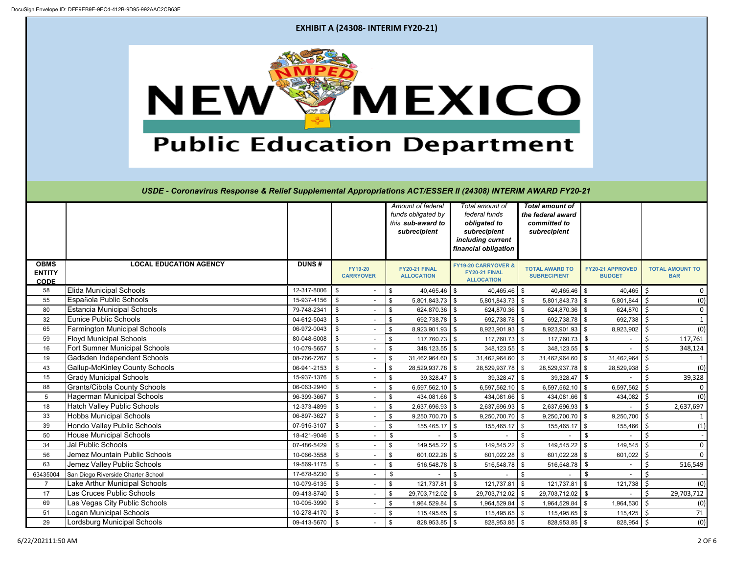DocuSign Envelope ID: DFE9EB9E-9EC4-412B-9D95-992AAC2CB63E

# EXHIBIT A (24308- INTERIM FY20-21)

NMPED NEW MEXICO Public Education Department

## *USDE - Coronavirus Response & Relief Supplemental Appropriations ACT/ESSER II (24308) INTERIM AWARD FY20-21*

| | | | | *Amount of federal funds obligated by this **sub-award to subrecipient*** | *Total amount of federal funds **obligated to subrecipient including current financial obligation*** | ***Total amount of the federal award committed to subrecipient*** | | |
|---|---|---|---|---|---|---|---|---|
| **OBMS ENTITY CODE** | **LOCAL EDUCATION AGENCY** | **DUNS #** | **FY19-20 CARRYOVER** | **FY20-21 FINAL ALLOCATION** | **FY19-20 CARRYOVER & FY20-21 FINAL ALLOCATION** | **TOTAL AWARD TO SUBRECIPIENT** | **FY20-21 APPROVED BUDGET** | **TOTAL AMOUNT TO BAR** |
| 58 | Elida Municipal Schools | 12-317-8006 | $ - | $ 40,465.46 | $ 40,465.46 | $ 40,465.46 | $ 40,465 | $ 0 |
| 55 | Española Public Schools | 15-937-4156 | $ - | $ 5,801,843.73 | $ 5,801,843.73 | $ 5,801,843.73 | $ 5,801,844 | $ (0) |
| 80 | Estancia Municipal Schools | 79-748-2341 | $ - | $ 624,870.36 | $ 624,870.36 | $ 624,870.36 | $ 624,870 | $ 0 |
| 32 | Eunice Public Schools | 04-612-5043 | $ - | $ 692,738.78 | $ 692,738.78 | $ 692,738.78 | $ 692,738 | $ 1 |
| 65 | Farmington Municipal Schools | 06-972-0043 | $ - | $ 8,923,901.93 | $ 8,923,901.93 | $ 8,923,901.93 | $ 8,923,902 | $ (0) |
| 59 | Floyd Municipal Schools | 80-048-6008 | $ - | $ 117,760.73 | $ 117,760.73 | $ 117,760.73 | $ - | $ 117,761 |
| 16 | Fort Sumner Municipal Schools | 10-079-5657 | $ - | $ 348,123.55 | $ 348,123.55 | $ 348,123.55 | $ - | $ 348,124 |
| 19 | Gadsden Independent Schools | 08-766-7267 | $ - | $ 31,462,964.60 | $ 31,462,964.60 | $ 31,462,964.60 | $ 31,462,964 | $ 1 |
| 43 | Gallup-McKinley County Schools | 06-941-2153 | $ - | $ 28,529,937.78 | $ 28,529,937.78 | $ 28,529,937.78 | $ 28,529,938 | $ (0) |
| 15 | Grady Municipal Schools | 15-937-1376 | $ - | $ 39,328.47 | $ 39,328.47 | $ 39,328.47 | $ - | $ 39,328 |
| 88 | Grants/Cibola County Schools | 06-063-2940 | $ - | $ 6,597,562.10 | $ 6,597,562.10 | $ 6,597,562.10 | $ 6,597,562 | $ 0 |
| 5 | Hagerman Municipal Schools | 96-399-3667 | $ - | $ 434,081.66 | $ 434,081.66 | $ 434,081.66 | $ 434,082 | $ (0) |
| 18 | Hatch Valley Public Schools | 12-373-4899 | $ - | $ 2,637,696.93 | $ 2,637,696.93 | $ 2,637,696.93 | $ - | $ 2,637,697 |
| 33 | Hobbs Municipal Schools | 06-897-3627 | $ - | $ 9,250,700.70 | $ 9,250,700.70 | $ 9,250,700.70 | $ 9,250,700 | $ 1 |
| 39 | Hondo Valley Public Schools | 07-915-3107 | $ - | $ 155,465.17 | $ 155,465.17 | $ 155,465.17 | $ 155,466 | $ (1) |
| 50 | House Municipal Schools | 18-421-9046 | $ - | $ - | $ - | $ - | $ - | $ - |
| 34 | Jal Public Schools | 07-486-5429 | $ - | $ 149,545.22 | $ 149,545.22 | $ 149,545.22 | $ 149,545 | $ 0 |
| 56 | Jemez Mountain Public Schools | 10-066-3558 | $ - | $ 601,022.28 | $ 601,022.28 | $ 601,022.28 | $ 601,022 | $ 0 |
| 63 | Jemez Valley Public Schools | 19-569-1175 | $ - | $ 516,548.78 | $ 516,548.78 | $ 516,548.78 | $ - | $ 516,549 |
| 63435004 | San Diego Riverside Charter School | 17-678-8230 | $ - | $ - | $ - | $ - | $ - | $ - |
| 7 | Lake Arthur Municipal Schools | 10-079-6135 | $ - | $ 121,737.81 | $ 121,737.81 | $ 121,737.81 | $ 121,738 | $ (0) |
| 17 | Las Cruces Public Schools | 09-413-8740 | $ - | $ 29,703,712.02 | $ 29,703,712.02 | $ 29,703,712.02 | $ - | $ 29,703,712 |
| 69 | Las Vegas City Public Schools | 10-005-3990 | $ - | $ 1,964,529.84 | $ 1,964,529.84 | $ 1,964,529.84 | $ 1,964,530 | $ (0) |
| 51 | Logan Municipal Schools | 10-278-4170 | $ - | $ 115,495.65 | $ 115,495.65 | $ 115,495.65 | $ 115,425 | $ 71 |
| 29 | Lordsburg Municipal Schools | 09-413-5670 | $ - | $ 828,953.85 | $ 828,953.85 | $ 828,953.85 | $ 828,954 | $ (0) |

6/22/202111:50 AM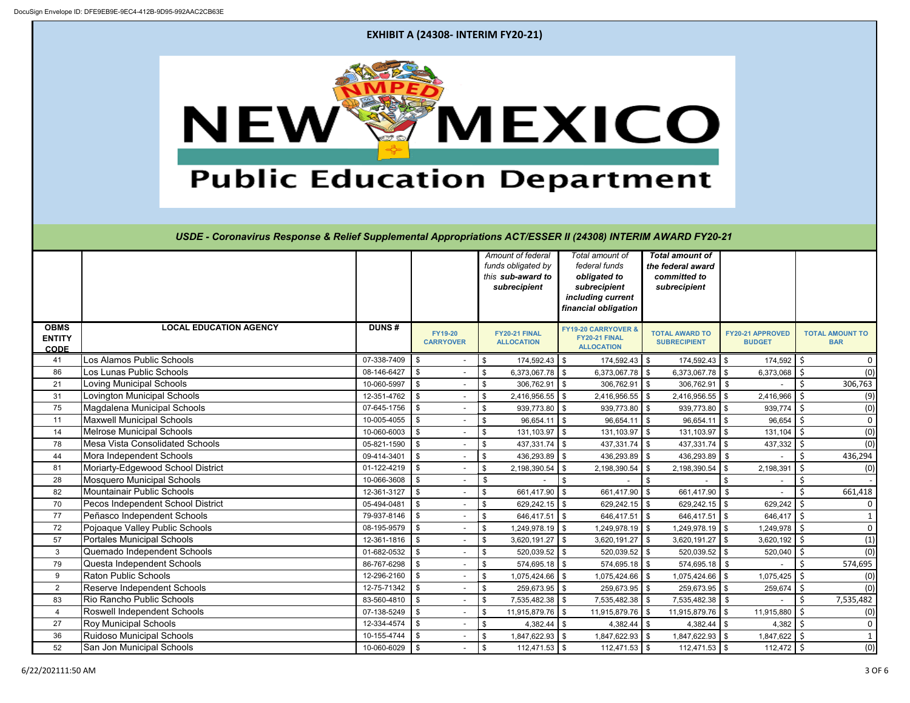DocuSign Envelope ID: DFE9EB9E-9EC4-412B-9D95-992AAC2CB63E

## EXHIBIT A (24308- INTERIM FY20-21)

# NEW MEXICO Public Education Department

### *USDE - Coronavirus Response & Relief Supplemental Appropriations ACT/ESSER II (24308) INTERIM AWARD FY20-21*

| | | | | *Amount of federal funds obligated by this **sub-award to subrecipient*** | *Total amount of federal funds **obligated to subrecipient including current financial obligation*** | ***Total amount of the federal award committed to subrecipient*** | | |
|---|---|---|---|---|---|---|---|---|
| **OBMS ENTITY CODE** | **LOCAL EDUCATION AGENCY** | **DUNS #** | **FY19-20 CARRYOVER** | **FY20-21 FINAL ALLOCATION** | **FY19-20 CARRYOVER & FY20-21 FINAL ALLOCATION** | **TOTAL AWARD TO SUBRECIPIENT** | **FY20-21 APPROVED BUDGET** | **TOTAL AMOUNT TO BAR** |
| 41 | Los Alamos Public Schools | 07-338-7409 | $ - | $ 174,592.43 | $ 174,592.43 | $ 174,592.43 | $ 174,592 | $ 0 |
| 86 | Los Lunas Public Schools | 08-146-6427 | $ - | $ 6,373,067.78 | $ 6,373,067.78 | $ 6,373,067.78 | $ 6,373,068 | $ (0) |
| 21 | Loving Municipal Schools | 10-060-5997 | $ - | $ 306,762.91 | $ 306,762.91 | $ 306,762.91 | $ - | $ 306,763 |
| 31 | Lovington Municipal Schools | 12-351-4762 | $ - | $ 2,416,956.55 | $ 2,416,956.55 | $ 2,416,956.55 | $ 2,416,966 | $ (9) |
| 75 | Magdalena Municipal Schools | 07-645-1756 | $ - | $ 939,773.80 | $ 939,773.80 | $ 939,773.80 | $ 939,774 | $ (0) |
| 11 | Maxwell Municipal Schools | 10-005-4055 | $ - | $ 96,654.11 | $ 96,654.11 | $ 96,654.11 | $ 96,654 | $ 0 |
| 14 | Melrose Municipal Schools | 10-060-6003 | $ - | $ 131,103.97 | $ 131,103.97 | $ 131,103.97 | $ 131,104 | $ (0) |
| 78 | Mesa Vista Consolidated Schools | 05-821-1590 | $ - | $ 437,331.74 | $ 437,331.74 | $ 437,331.74 | $ 437,332 | $ (0) |
| 44 | Mora Independent Schools | 09-414-3401 | $ - | $ 436,293.89 | $ 436,293.89 | $ 436,293.89 | $ - | $ 436,294 |
| 81 | Moriarty-Edgewood School District | 01-122-4219 | $ - | $ 2,198,390.54 | $ 2,198,390.54 | $ 2,198,390.54 | $ 2,198,391 | $ (0) |
| 28 | Mosquero Municipal Schools | 10-066-3608 | $ - | $ - | $ - | $ - | $ - | $ - |
| 82 | Mountainair Public Schools | 12-361-3127 | $ - | $ 661,417.90 | $ 661,417.90 | $ 661,417.90 | $ - | $ 661,418 |
| 70 | Pecos Independent School District | 05-494-0481 | $ - | $ 629,242.15 | $ 629,242.15 | $ 629,242.15 | $ 629,242 | $ 0 |
| 77 | Peñasco Independent Schools | 79-937-8146 | $ - | $ 646,417.51 | $ 646,417.51 | $ 646,417.51 | $ 646,417 | $ 1 |
| 72 | Pojoaque Valley Public Schools | 08-195-9579 | $ - | $ 1,249,978.19 | $ 1,249,978.19 | $ 1,249,978.19 | $ 1,249,978 | $ 0 |
| 57 | Portales Municipal Schools | 12-361-1816 | $ - | $ 3,620,191.27 | $ 3,620,191.27 | $ 3,620,191.27 | $ 3,620,192 | $ (1) |
| 3 | Quemado Independent Schools | 01-682-0532 | $ - | $ 520,039.52 | $ 520,039.52 | $ 520,039.52 | $ 520,040 | $ (0) |
| 79 | Questa Independent Schools | 86-767-6298 | $ - | $ 574,695.18 | $ 574,695.18 | $ 574,695.18 | $ - | $ 574,695 |
| 9 | Raton Public Schools | 12-296-2160 | $ - | $ 1,075,424.66 | $ 1,075,424.66 | $ 1,075,424.66 | $ 1,075,425 | $ (0) |
| 2 | Reserve Independent Schools | 12-75-71342 | $ - | $ 259,673.95 | $ 259,673.95 | $ 259,673.95 | $ 259,674 | $ (0) |
| 83 | Rio Rancho Public Schools | 83-560-4810 | $ - | $ 7,535,482.38 | $ 7,535,482.38 | $ 7,535,482.38 | $ - | $ 7,535,482 |
| 4 | Roswell Independent Schools | 07-138-5249 | $ - | $ 11,915,879.76 | $ 11,915,879.76 | $ 11,915,879.76 | $ 11,915,880 | $ (0) |
| 27 | Roy Municipal Schools | 12-334-4574 | $ - | $ 4,382.44 | $ 4,382.44 | $ 4,382.44 | $ 4,382 | $ 0 |
| 36 | Ruidoso Municipal Schools | 10-155-4744 | $ - | $ 1,847,622.93 | $ 1,847,622.93 | $ 1,847,622.93 | $ 1,847,622 | $ 1 |
| 52 | San Jon Municipal Schools | 10-060-6029 | $ - | $ 112,471.53 | $ 112,471.53 | $ 112,471.53 | $ 112,472 | $ (0) |

6/22/202111:50 AM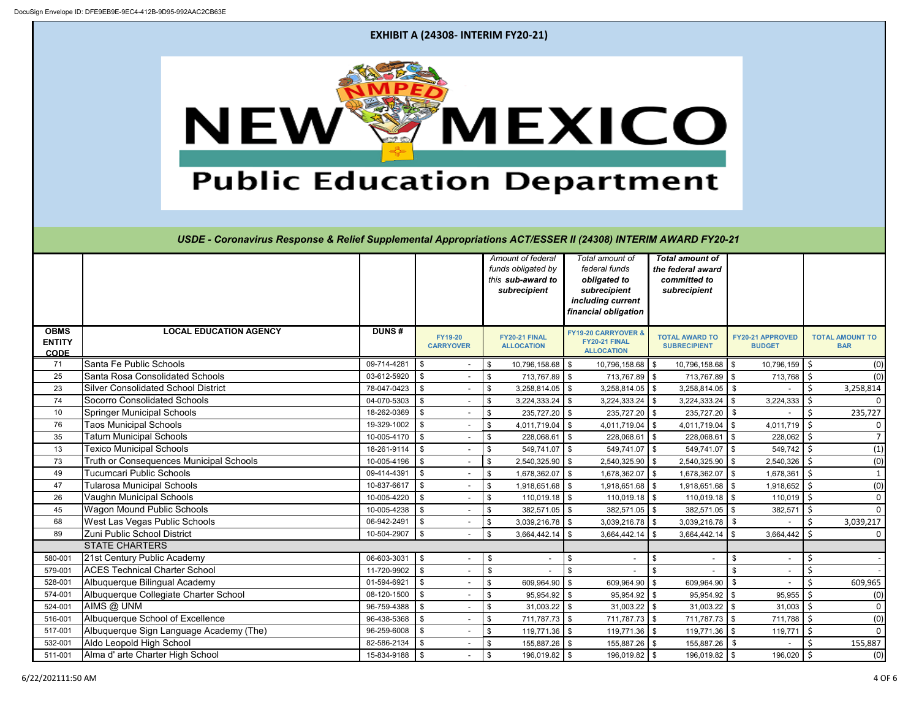DocuSign Envelope ID: DFE9EB9E-9EC4-412B-9D95-992AAC2CB63E

# EXHIBIT A (24308- INTERIM FY20-21)

NEW MEXICO Public Education Department

## *USDE - Coronavirus Response & Relief Supplemental Appropriations ACT/ESSER II (24308) INTERIM AWARD FY20-21*

| | | | | *Amount of federal funds obligated by this **sub-award to subrecipient*** | *Total amount of federal funds **obligated to subrecipient including current financial obligation*** | ***Total amount of the federal award committed to subrecipient*** | | |
|---|---|---|---|---|---|---|---|---|
| **OBMS ENTITY CODE** | **LOCAL EDUCATION AGENCY** | **DUNS #** | **FY19-20 CARRYOVER** | **FY20-21 FINAL ALLOCATION** | **FY19-20 CARRYOVER & FY20-21 FINAL ALLOCATION** | **TOTAL AWARD TO SUBRECIPIENT** | **FY20-21 APPROVED BUDGET** | **TOTAL AMOUNT TO BAR** |
| 71 | Santa Fe Public Schools | 09-714-4281 | $ - | $ 10,796,158.68 | $ 10,796,158.68 | $ 10,796,158.68 | $ 10,796,159 | $ (0) |
| 25 | Santa Rosa Consolidated Schools | 03-612-5920 | $ - | $ 713,767.89 | $ 713,767.89 | $ 713,767.89 | $ 713,768 | $ (0) |
| 23 | Silver Consolidated School District | 78-047-0423 | $ - | $ 3,258,814.05 | $ 3,258,814.05 | $ 3,258,814.05 | $ - | $ 3,258,814 |
| 74 | Socorro Consolidated Schools | 04-070-5303 | $ - | $ 3,224,333.24 | $ 3,224,333.24 | $ 3,224,333.24 | $ 3,224,333 | $ 0 |
| 10 | Springer Municipal Schools | 18-262-0369 | $ - | $ 235,727.20 | $ 235,727.20 | $ 235,727.20 | $ - | $ 235,727 |
| 76 | Taos Municipal Schools | 19-329-1002 | $ - | $ 4,011,719.04 | $ 4,011,719.04 | $ 4,011,719.04 | $ 4,011,719 | $ 0 |
| 35 | Tatum Municipal Schools | 10-005-4170 | $ - | $ 228,068.61 | $ 228,068.61 | $ 228,068.61 | $ 228,062 | $ 7 |
| 13 | Texico Municipal Schools | 18-261-9114 | $ - | $ 549,741.07 | $ 549,741.07 | $ 549,741.07 | $ 549,742 | $ (1) |
| 73 | Truth or Consequences Municipal Schools | 10-005-4196 | $ - | $ 2,540,325.90 | $ 2,540,325.90 | $ 2,540,325.90 | $ 2,540,326 | $ (0) |
| 49 | Tucumcari Public Schools | 09-414-4391 | $ - | $ 1,678,362.07 | $ 1,678,362.07 | $ 1,678,362.07 | $ 1,678,361 | $ 1 |
| 47 | Tularosa Municipal Schools | 10-837-6617 | $ - | $ 1,918,651.68 | $ 1,918,651.68 | $ 1,918,651.68 | $ 1,918,652 | $ (0) |
| 26 | Vaughn Municipal Schools | 10-005-4220 | $ - | $ 110,019.18 | $ 110,019.18 | $ 110,019.18 | $ 110,019 | $ 0 |
| 45 | Wagon Mound Public Schools | 10-005-4238 | $ - | $ 382,571.05 | $ 382,571.05 | $ 382,571.05 | $ 382,571 | $ 0 |
| 68 | West Las Vegas Public Schools | 06-942-2491 | $ - | $ 3,039,216.78 | $ 3,039,216.78 | $ 3,039,216.78 | $ - | $ 3,039,217 |
| 89 | Zuni Public School District | 10-504-2907 | $ - | $ 3,664,442.14 | $ 3,664,442.14 | $ 3,664,442.14 | $ 3,664,442 | $ 0 |
| | STATE CHARTERS | | | | | | | |
| 580-001 | 21st Century Public Academy | 06-603-3031 | $ - | $ - | $ - | $ - | $ - | $ - |
| 579-001 | ACES Technical Charter School | 11-720-9902 | $ - | $ - | $ - | $ - | $ - | $ - |
| 528-001 | Albuquerque Bilingual Academy | 01-594-6921 | $ - | $ 609,964.90 | $ 609,964.90 | $ 609,964.90 | $ - | $ 609,965 |
| 574-001 | Albuquerque Collegiate Charter School | 08-120-1500 | $ - | $ 95,954.92 | $ 95,954.92 | $ 95,954.92 | $ 95,955 | $ (0) |
| 524-001 | AIMS @ UNM | 96-759-4388 | $ - | $ 31,003.22 | $ 31,003.22 | $ 31,003.22 | $ 31,003 | $ 0 |
| 516-001 | Albuquerque School of Excellence | 96-438-5368 | $ - | $ 711,787.73 | $ 711,787.73 | $ 711,787.73 | $ 711,788 | $ (0) |
| 517-001 | Albuquerque Sign Language Academy (The) | 96-259-6008 | $ - | $ 119,771.36 | $ 119,771.36 | $ 119,771.36 | $ 119,771 | $ 0 |
| 532-001 | Aldo Leopold High School | 82-586-2134 | $ - | $ 155,887.26 | $ 155,887.26 | $ 155,887.26 | $ - | $ 155,887 |
| 511-001 | Alma d' arte Charter High School | 15-834-9188 | $ - | $ 196,019.82 | $ 196,019.82 | $ 196,019.82 | $ 196,020 | $ (0) |

6/22/202111:50 AM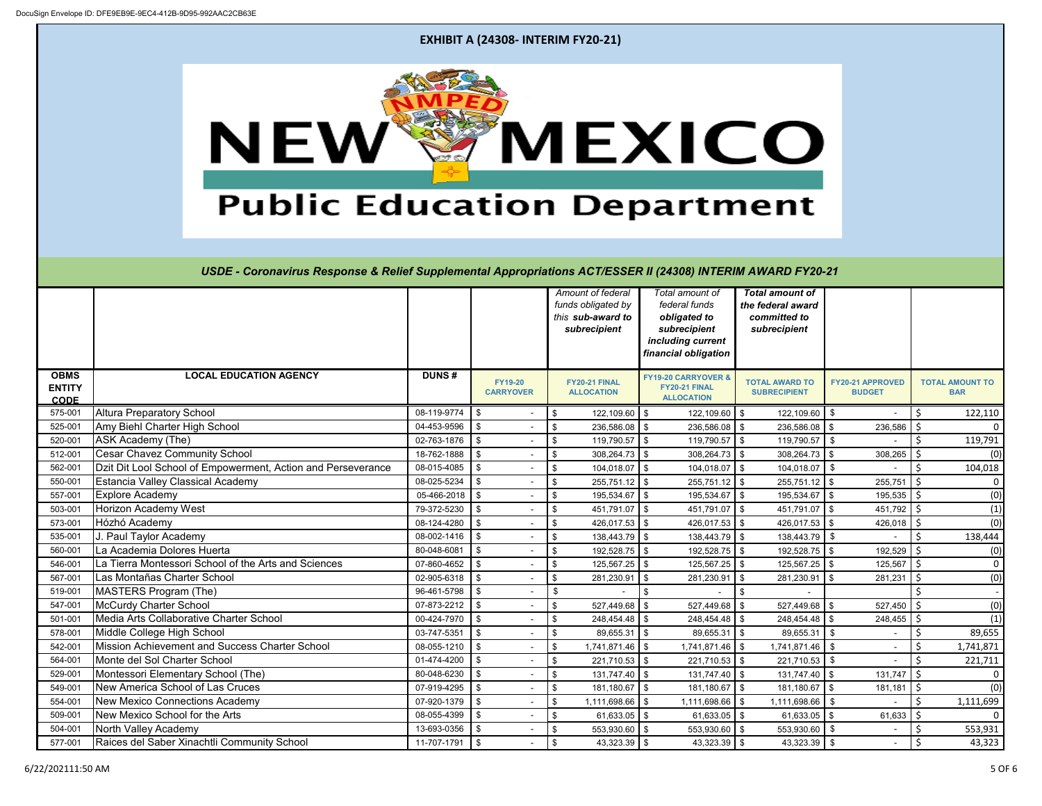DocuSign Envelope ID: DFE9EB9E-9EC4-412B-9D95-992AAC2CB63E

## EXHIBIT A (24308- INTERIM FY20-21)

# NMPED NEW MEXICO Public Education Department

### *USDE - Coronavirus Response & Relief Supplemental Appropriations ACT/ESSER II (24308) INTERIM AWARD FY20-21*

| | | | | *Amount of federal funds obligated by this **sub-award to subrecipient*** | *Total amount of federal funds **obligated to subrecipient including current financial obligation*** | ***Total amount of the federal award committed to subrecipient*** | | |
|---|---|---|---|---|---|---|---|---|
| **OBMS ENTITY CODE** | **LOCAL EDUCATION AGENCY** | **DUNS #** | **FY19-20 CARRYOVER** | **FY20-21 FINAL ALLOCATION** | **FY19-20 CARRYOVER & FY20-21 FINAL ALLOCATION** | **TOTAL AWARD TO SUBRECIPIENT** | **FY20-21 APPROVED BUDGET** | **TOTAL AMOUNT TO BAR** |
| 575-001 | Altura Preparatory School | 08-119-9774 | $ - | $ 122,109.60 | $ 122,109.60 | $ 122,109.60 | $ - | $ 122,110 |
| 525-001 | Amy Biehl Charter High School | 04-453-9596 | $ - | $ 236,586.08 | $ 236,586.08 | $ 236,586.08 | $ 236,586 | $ 0 |
| 520-001 | ASK Academy (The) | 02-763-1876 | $ - | $ 119,790.57 | $ 119,790.57 | $ 119,790.57 | $ - | $ 119,791 |
| 512-001 | Cesar Chavez Community School | 18-762-1888 | $ - | $ 308,264.73 | $ 308,264.73 | $ 308,264.73 | $ 308,265 | $ (0) |
| 562-001 | Dzit Dit Lool School of Empowerment, Action and Perseverance | 08-015-4085 | $ - | $ 104,018.07 | $ 104,018.07 | $ 104,018.07 | $ - | $ 104,018 |
| 550-001 | Estancia Valley Classical Academy | 08-025-5234 | $ - | $ 255,751.12 | $ 255,751.12 | $ 255,751.12 | $ 255,751 | $ 0 |
| 557-001 | Explore Academy | 05-466-2018 | $ - | $ 195,534.67 | $ 195,534.67 | $ 195,534.67 | $ 195,535 | $ (0) |
| 503-001 | Horizon Academy West | 79-372-5230 | $ - | $ 451,791.07 | $ 451,791.07 | $ 451,791.07 | $ 451,792 | $ (1) |
| 573-001 | Hózhó Academy | 08-124-4280 | $ - | $ 426,017.53 | $ 426,017.53 | $ 426,017.53 | $ 426,018 | $ (0) |
| 535-001 | J. Paul Taylor Academy | 08-002-1416 | $ - | $ 138,443.79 | $ 138,443.79 | $ 138,443.79 | $ - | $ 138,444 |
| 560-001 | La Academia Dolores Huerta | 80-048-6081 | $ - | $ 192,528.75 | $ 192,528.75 | $ 192,528.75 | $ 192,529 | $ (0) |
| 546-001 | La Tierra Montessori School of the Arts and Sciences | 07-860-4652 | $ - | $ 125,567.25 | $ 125,567.25 | $ 125,567.25 | $ 125,567 | $ 0 |
| 567-001 | Las Montañas Charter School | 02-905-6318 | $ - | $ 281,230.91 | $ 281,230.91 | $ 281,230.91 | $ 281,231 | $ (0) |
| 519-001 | MASTERS Program (The) | 96-461-5798 | $ - | $ - | $ - | $ - | | $ - |
| 547-001 | McCurdy Charter School | 07-873-2212 | $ - | $ 527,449.68 | $ 527,449.68 | $ 527,449.68 | $ 527,450 | $ (0) |
| 501-001 | Media Arts Collaborative Charter School | 00-424-7970 | $ - | $ 248,454.48 | $ 248,454.48 | $ 248,454.48 | $ 248,455 | $ (1) |
| 578-001 | Middle College High School | 03-747-5351 | $ - | $ 89,655.31 | $ 89,655.31 | $ 89,655.31 | $ - | $ 89,655 |
| 542-001 | Mission Achievement and Success Charter School | 08-055-1210 | $ - | $ 1,741,871.46 | $ 1,741,871.46 | $ 1,741,871.46 | $ - | $ 1,741,871 |
| 564-001 | Monte del Sol Charter School | 01-474-4200 | $ - | $ 221,710.53 | $ 221,710.53 | $ 221,710.53 | $ - | $ 221,711 |
| 529-001 | Montessori Elementary School (The) | 80-048-6230 | $ - | $ 131,747.40 | $ 131,747.40 | $ 131,747.40 | $ 131,747 | $ 0 |
| 549-001 | New America School of Las Cruces | 07-919-4295 | $ - | $ 181,180.67 | $ 181,180.67 | $ 181,180.67 | $ 181,181 | $ (0) |
| 554-001 | New Mexico Connections Academy | 07-920-1379 | $ - | $ 1,111,698.66 | $ 1,111,698.66 | $ 1,111,698.66 | $ - | $ 1,111,699 |
| 509-001 | New Mexico School for the Arts | 08-055-4399 | $ - | $ 61,633.05 | $ 61,633.05 | $ 61,633.05 | $ 61,633 | $ 0 |
| 504-001 | North Valley Academy | 13-693-0356 | $ - | $ 553,930.60 | $ 553,930.60 | $ 553,930.60 | $ - | $ 553,931 |
| 577-001 | Raices del Saber Xinachtli Community School | 11-707-1791 | $ - | $ 43,323.39 | $ 43,323.39 | $ 43,323.39 | $ - | $ 43,323 |

6/22/202111:50 AM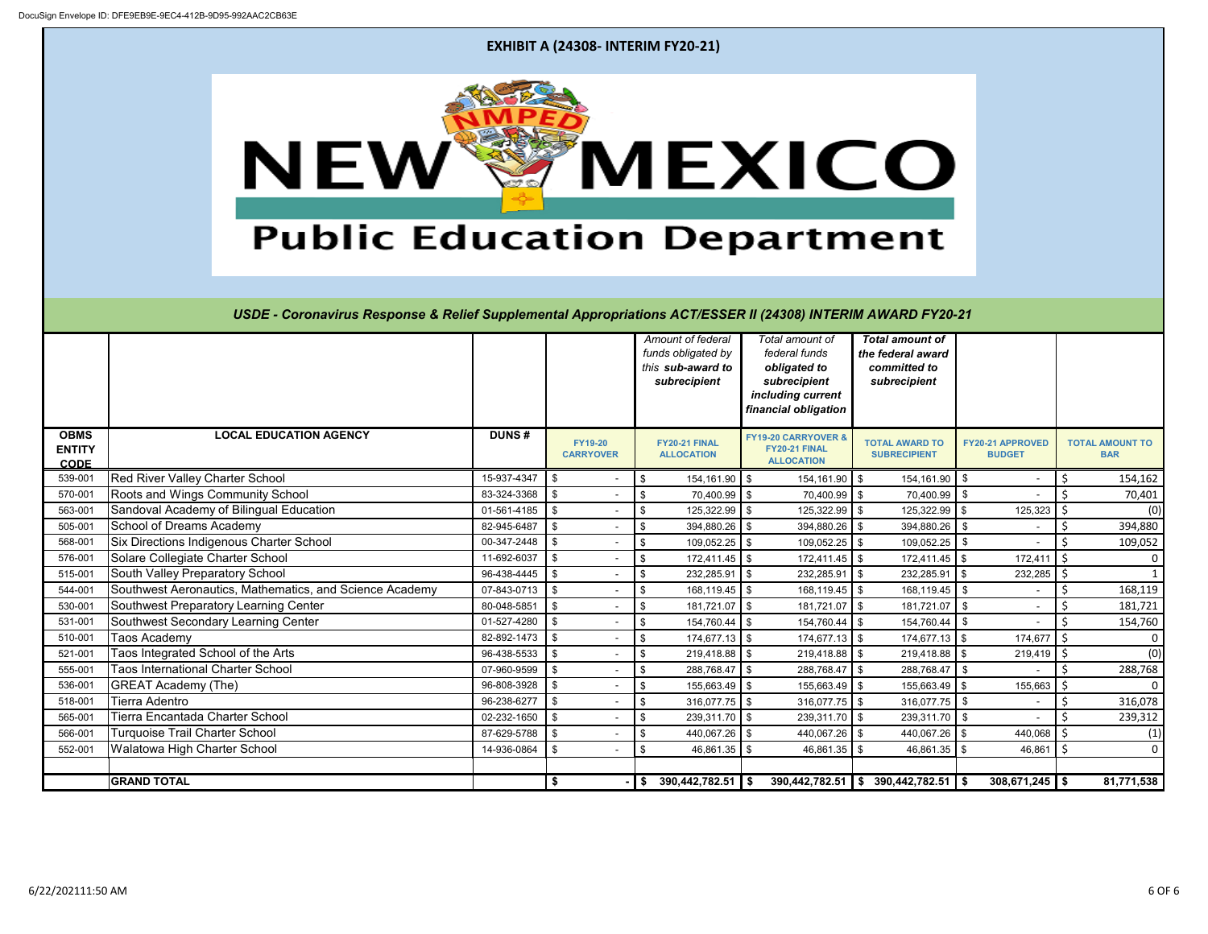DocuSign Envelope ID: DFE9EB9E-9EC4-412B-9D95-992AAC2CB63E

# EXHIBIT A (24308- INTERIM FY20-21)

NEW MEXICO Public Education Department

## *USDE - Coronavirus Response & Relief Supplemental Appropriations ACT/ESSER II (24308) INTERIM AWARD FY20-21*

| | | | | *Amount of federal funds obligated by this **sub-award to subrecipient*** | *Total amount of federal funds **obligated to subrecipient including current financial obligation*** | ***Total amount of the federal award committed to subrecipient*** | | |
|---|---|---|---|---|---|---|---|---|
| **OBMS ENTITY CODE** | **LOCAL EDUCATION AGENCY** | **DUNS #** | **FY19-20 CARRYOVER** | **FY20-21 FINAL ALLOCATION** | **FY19-20 CARRYOVER & FY20-21 FINAL ALLOCATION** | **TOTAL AWARD TO SUBRECIPIENT** | **FY20-21 APPROVED BUDGET** | **TOTAL AMOUNT TO BAR** |
| 539-001 | Red River Valley Charter School | 15-937-4347 | $ - | $ 154,161.90 | $ 154,161.90 | $ 154,161.90 | $ - | $ 154,162 |
| 570-001 | Roots and Wings Community School | 83-324-3368 | $ - | $ 70,400.99 | $ 70,400.99 | $ 70,400.99 | $ - | $ 70,401 |
| 563-001 | Sandoval Academy of Bilingual Education | 01-561-4185 | $ - | $ 125,322.99 | $ 125,322.99 | $ 125,322.99 | $ 125,323 | $ (0) |
| 505-001 | School of Dreams Academy | 82-945-6487 | $ - | $ 394,880.26 | $ 394,880.26 | $ 394,880.26 | $ - | $ 394,880 |
| 568-001 | Six Directions Indigenous Charter School | 00-347-2448 | $ - | $ 109,052.25 | $ 109,052.25 | $ 109,052.25 | $ - | $ 109,052 |
| 576-001 | Solare Collegiate Charter School | 11-692-6037 | $ - | $ 172,411.45 | $ 172,411.45 | $ 172,411.45 | $ 172,411 | $ 0 |
| 515-001 | South Valley Preparatory School | 96-438-4445 | $ - | $ 232,285.91 | $ 232,285.91 | $ 232,285.91 | $ 232,285 | $ 1 |
| 544-001 | Southwest Aeronautics, Mathematics, and Science Academy | 07-843-0713 | $ - | $ 168,119.45 | $ 168,119.45 | $ 168,119.45 | $ - | $ 168,119 |
| 530-001 | Southwest Preparatory Learning Center | 80-048-5851 | $ - | $ 181,721.07 | $ 181,721.07 | $ 181,721.07 | $ - | $ 181,721 |
| 531-001 | Southwest Secondary Learning Center | 01-527-4280 | $ - | $ 154,760.44 | $ 154,760.44 | $ 154,760.44 | $ - | $ 154,760 |
| 510-001 | Taos Academy | 82-892-1473 | $ - | $ 174,677.13 | $ 174,677.13 | $ 174,677.13 | $ 174,677 | $ 0 |
| 521-001 | Taos Integrated School of the Arts | 96-438-5533 | $ - | $ 219,418.88 | $ 219,418.88 | $ 219,418.88 | $ 219,419 | $ (0) |
| 555-001 | Taos International Charter School | 07-960-9599 | $ - | $ 288,768.47 | $ 288,768.47 | $ 288,768.47 | $ - | $ 288,768 |
| 536-001 | GREAT Academy (The) | 96-808-3928 | $ - | $ 155,663.49 | $ 155,663.49 | $ 155,663.49 | $ 155,663 | $ 0 |
| 518-001 | Tierra Adentro | 96-238-6277 | $ - | $ 316,077.75 | $ 316,077.75 | $ 316,077.75 | $ - | $ 316,078 |
| 565-001 | Tierra Encantada Charter School | 02-232-1650 | $ - | $ 239,311.70 | $ 239,311.70 | $ 239,311.70 | $ - | $ 239,312 |
| 566-001 | Turquoise Trail Charter School | 87-629-5788 | $ - | $ 440,067.26 | $ 440,067.26 | $ 440,067.26 | $ 440,068 | $ (1) |
| 552-001 | Walatowa High Charter School | 14-936-0864 | $ - | $ 46,861.35 | $ 46,861.35 | $ 46,861.35 | $ 46,861 | $ 0 |
| | | | | | | | | |
| | **GRAND TOTAL** | | **$ -** | **$ 390,442,782.51** | **$ 390,442,782.51** | **$ 390,442,782.51** | **$ 308,671,245** | **$ 81,771,538** |

6/22/202111:50 AM